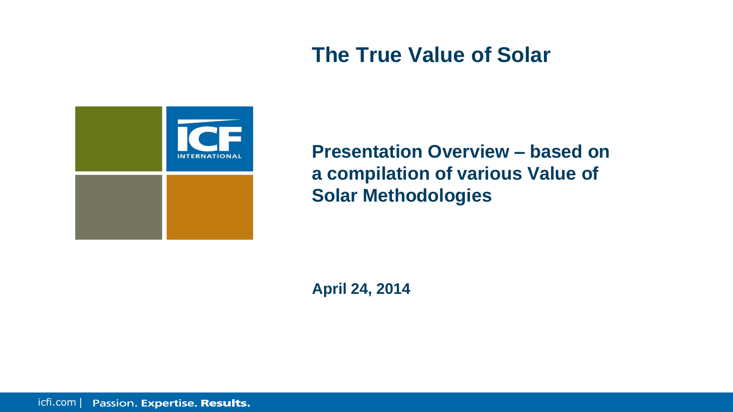# The True Value of Solar

## Presentation Overview – based on a compilation of various Value of Solar Methodologies

**April 24, 2014**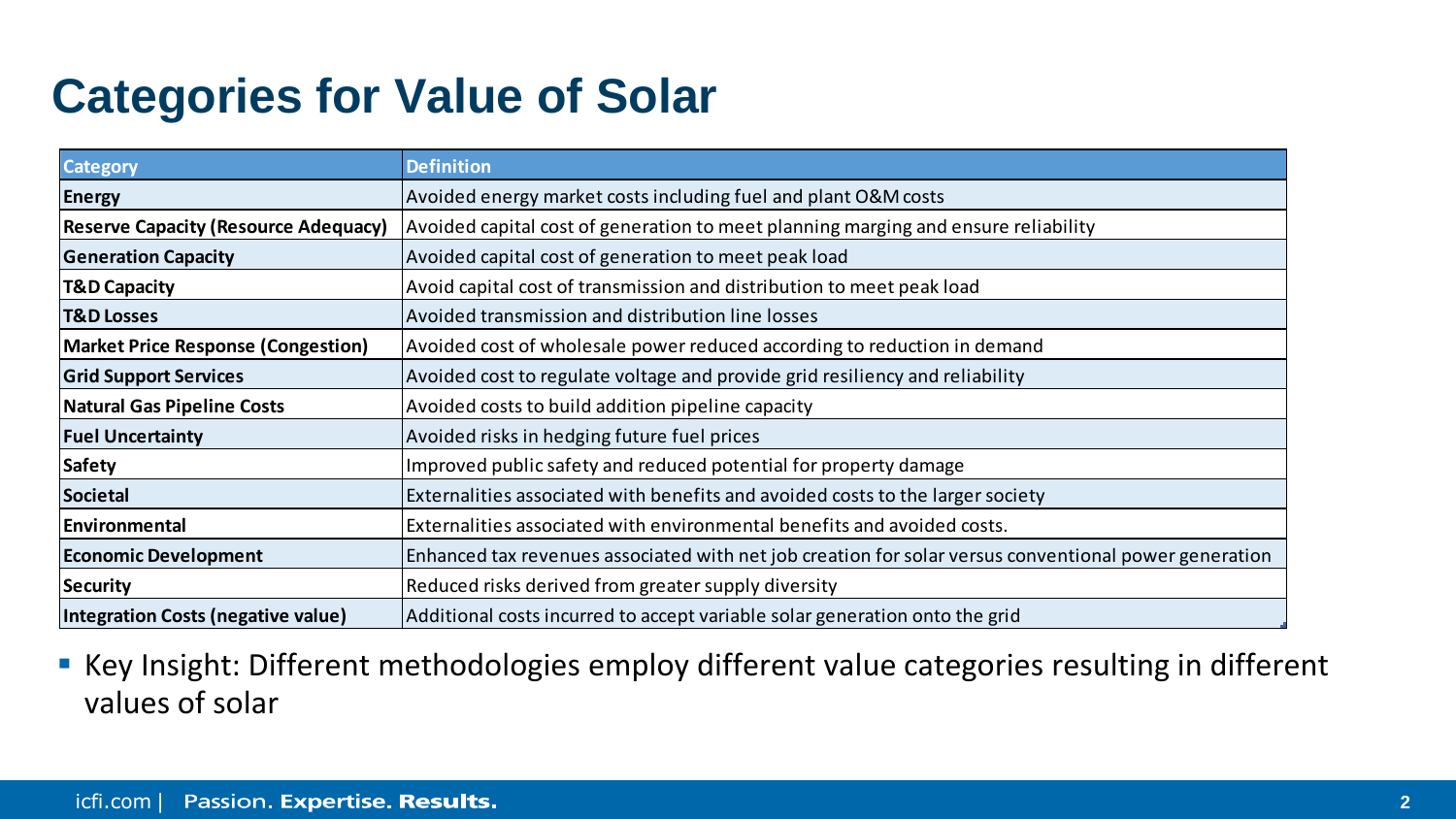# Categories for Value of Solar

| Category | Definition |
| --- | --- |
| **Energy** | Avoided energy market costs including fuel and plant O&M costs |
| **Reserve Capacity (Resource Adequacy)** | Avoided capital cost of generation to meet planning marging and ensure reliability |
| **Generation Capacity** | Avoided capital cost of generation to meet peak load |
| **T&D Capacity** | Avoid capital cost of transmission and distribution to meet peak load |
| **T&D Losses** | Avoided transmission and distribution line losses |
| **Market Price Response (Congestion)** | Avoided cost of wholesale power reduced according to reduction in demand |
| **Grid Support Services** | Avoided cost to regulate voltage and provide grid resiliency and reliability |
| **Natural Gas Pipeline Costs** | Avoided costs to build addition pipeline capacity |
| **Fuel Uncertainty** | Avoided risks in hedging future fuel prices |
| **Safety** | Improved public safety and reduced potential for property damage |
| **Societal** | Externalities associated with benefits and avoided costs to the larger society |
| **Environmental** | Externalities associated with environmental benefits and avoided costs. |
| **Economic Development** | Enhanced tax revenues associated with net job creation for solar versus conventional power generation |
| **Security** | Reduced risks derived from greater supply diversity |
| **Integration Costs (negative value)** | Additional costs incurred to accept variable solar generation onto the grid |

- Key Insight: Different methodologies employ different value categories resulting in different values of solar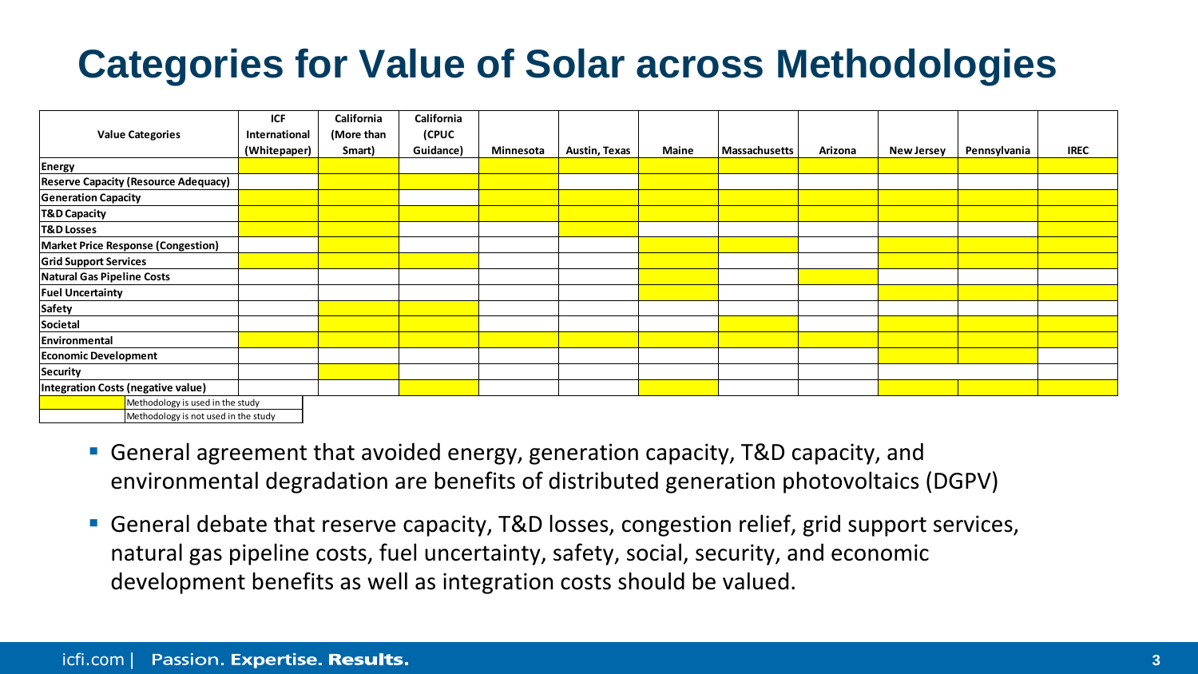# Categories for Value of Solar across Methodologies

| Value Categories | ICF International (Whitepaper) | California (More than Smart) | California (CPUC Guidance) | Minnesota | Austin, Texas | Maine | Massachusetts | Arizona | New Jersey | Pennsylvania | IREC |
|---|---|---|---|---|---|---|---|---|---|---|---|
| Energy | X | X | | X | X | X | X | X | X | X | X |
| Reserve Capacity (Resource Adequacy) | | X | X | X | | X | | | | | |
| Generation Capacity | X | X | | X | X | X | X | X | X | X | X |
| T&D Capacity | X | X | X | X | X | X | X | X | X | X | X |
| T&D Losses | X | X | | | X | | | | | | X |
| Market Price Response (Congestion) | | X | | | | X | X | | X | X | X |
| Grid Support Services | X | X | X | | | X | | | X | X | X |
| Natural Gas Pipeline Costs | | | | | | X | | X | | | |
| Fuel Uncertainty | | | | | | X | | | X | X | X |
| Safety | | X | X | | | | | | | | |
| Societal | | X | X | | | | X | | X | X | X |
| Environmental | X | X | X | X | X | X | X | X | X | X | X |
| Economic Development | | | | | | | | | X | X | |
| Security | | X | | | | | | | | | |
| Integration Costs (negative value) | | | X | | | X | | | X | X | X |

X (highlighted) = Methodology is used in the study
Blank = Methodology is not used in the study

- General agreement that avoided energy, generation capacity, T&D capacity, and environmental degradation are benefits of distributed generation photovoltaics (DGPV)
- General debate that reserve capacity, T&D losses, congestion relief, grid support services, natural gas pipeline costs, fuel uncertainty, safety, social, security, and economic development benefits as well as integration costs should be valued.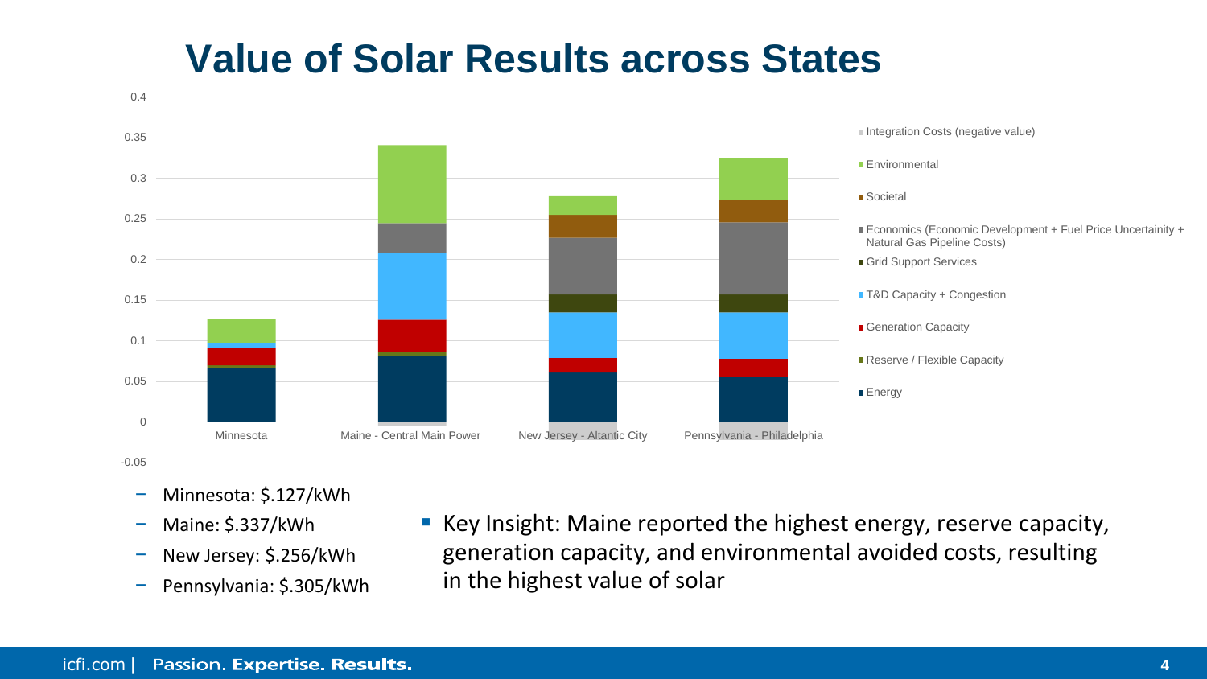# Value of Solar Results across States

- Minnesota: $.127/kWh
- Maine: $.337/kWh
- New Jersey: $.256/kWh
- Pennsylvania: $.305/kWh

- Key Insight: Maine reported the highest energy, reserve capacity, generation capacity, and environmental avoided costs, resulting in the highest value of solar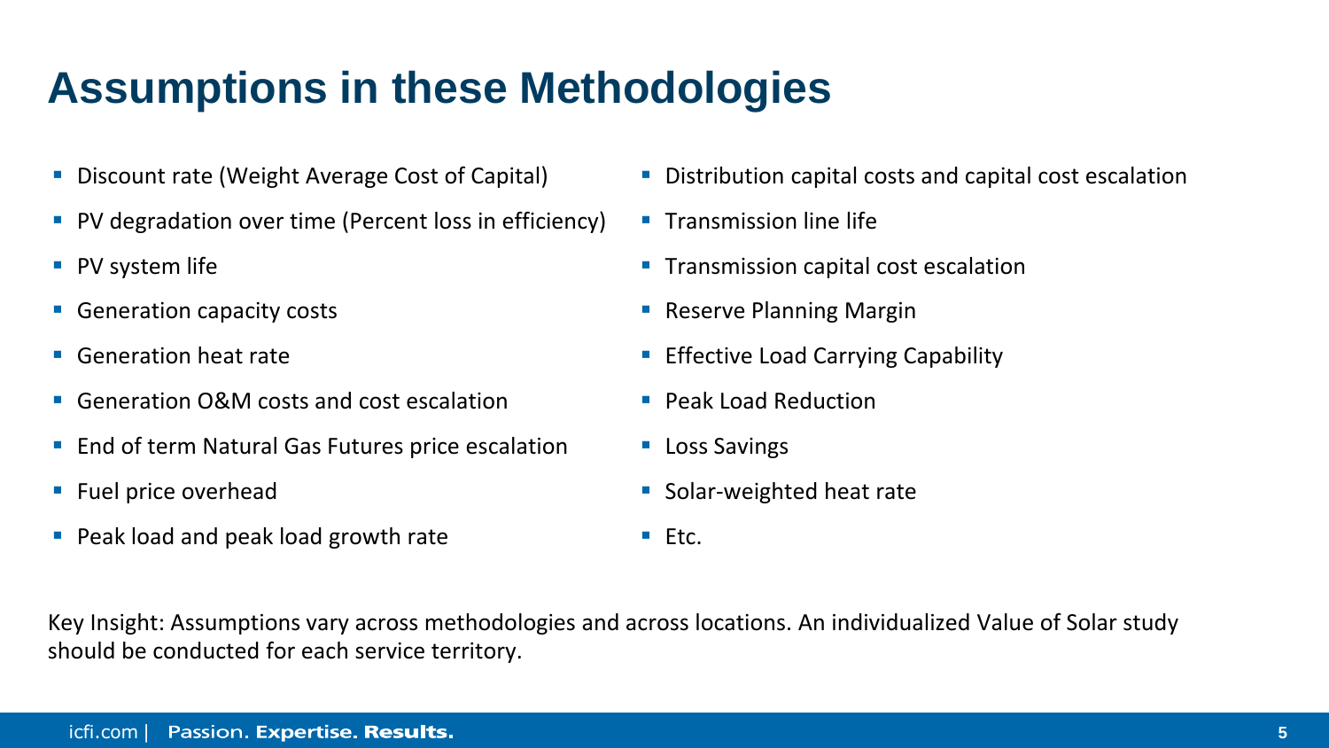# Assumptions in these Methodologies

- Discount rate (Weight Average Cost of Capital)
- PV degradation over time (Percent loss in efficiency)
- PV system life
- Generation capacity costs
- Generation heat rate
- Generation O&M costs and cost escalation
- End of term Natural Gas Futures price escalation
- Fuel price overhead
- Peak load and peak load growth rate
- Distribution capital costs and capital cost escalation
- Transmission line life
- Transmission capital cost escalation
- Reserve Planning Margin
- Effective Load Carrying Capability
- Peak Load Reduction
- Loss Savings
- Solar-weighted heat rate
- Etc.

Key Insight: Assumptions vary across methodologies and across locations. An individualized Value of Solar study should be conducted for each service territory.